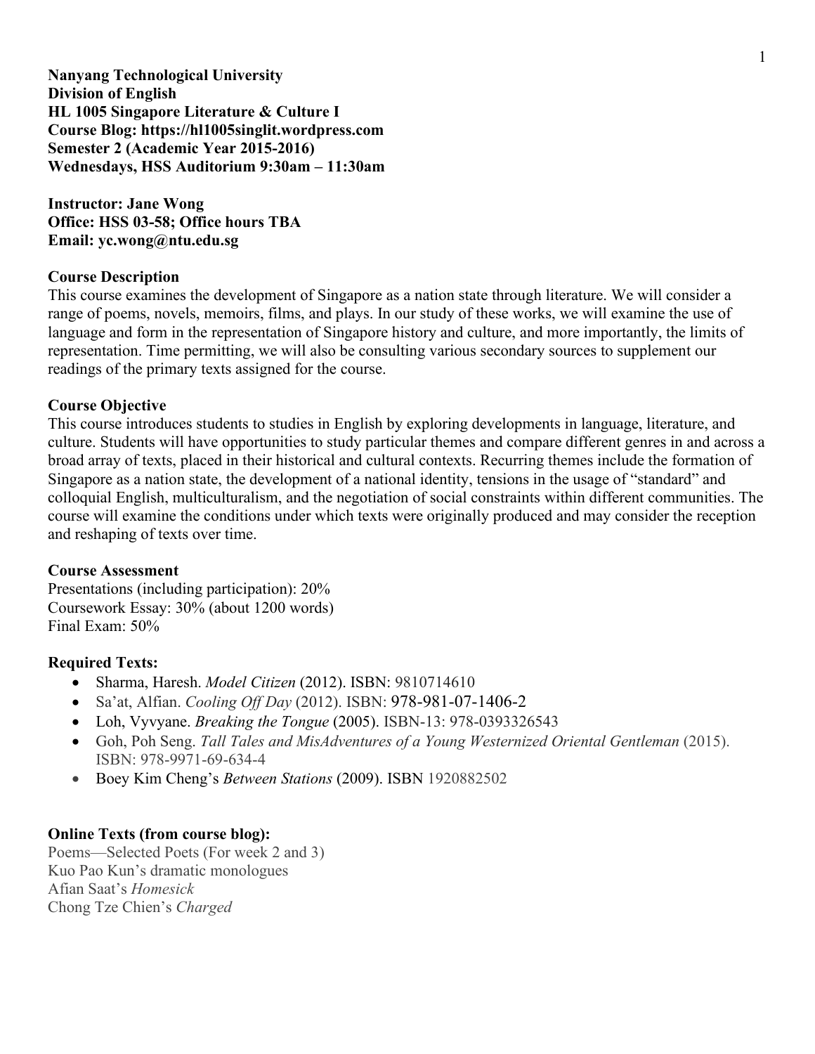**Nanyang Technological University**
**Division of English**
**HL 1005 Singapore Literature & Culture I**
**Course Blog: https://hl1005singlit.wordpress.com**
**Semester 2 (Academic Year 2015-2016)**
**Wednesdays, HSS Auditorium 9:30am – 11:30am**

**Instructor: Jane Wong**
**Office: HSS 03-58; Office hours TBA**
**Email: yc.wong@ntu.edu.sg**

## Course Description

This course examines the development of Singapore as a nation state through literature. We will consider a range of poems, novels, memoirs, films, and plays. In our study of these works, we will examine the use of language and form in the representation of Singapore history and culture, and more importantly, the limits of representation. Time permitting, we will also be consulting various secondary sources to supplement our readings of the primary texts assigned for the course.

## Course Objective

This course introduces students to studies in English by exploring developments in language, literature, and culture. Students will have opportunities to study particular themes and compare different genres in and across a broad array of texts, placed in their historical and cultural contexts. Recurring themes include the formation of Singapore as a nation state, the development of a national identity, tensions in the usage of "standard" and colloquial English, multiculturalism, and the negotiation of social constraints within different communities. The course will examine the conditions under which texts were originally produced and may consider the reception and reshaping of texts over time.

## Course Assessment

Presentations (including participation): 20%
Coursework Essay: 30% (about 1200 words)
Final Exam: 50%

## Required Texts:

- Sharma, Haresh. *Model Citizen* (2012). ISBN: 9810714610
- Sa'at, Alfian. *Cooling Off Day* (2012). ISBN: 978-981-07-1406-2
- Loh, Vyvyane. *Breaking the Tongue* (2005). ISBN-13: 978-0393326543
- Goh, Poh Seng. *Tall Tales and MisAdventures of a Young Westernized Oriental Gentleman* (2015). ISBN: 978-9971-69-634-4
- Boey Kim Cheng's *Between Stations* (2009). ISBN 1920882502

## Online Texts (from course blog):

Poems—Selected Poets (For week 2 and 3)
Kuo Pao Kun's dramatic monologues
Afian Saat's *Homesick*
Chong Tze Chien's *Charged*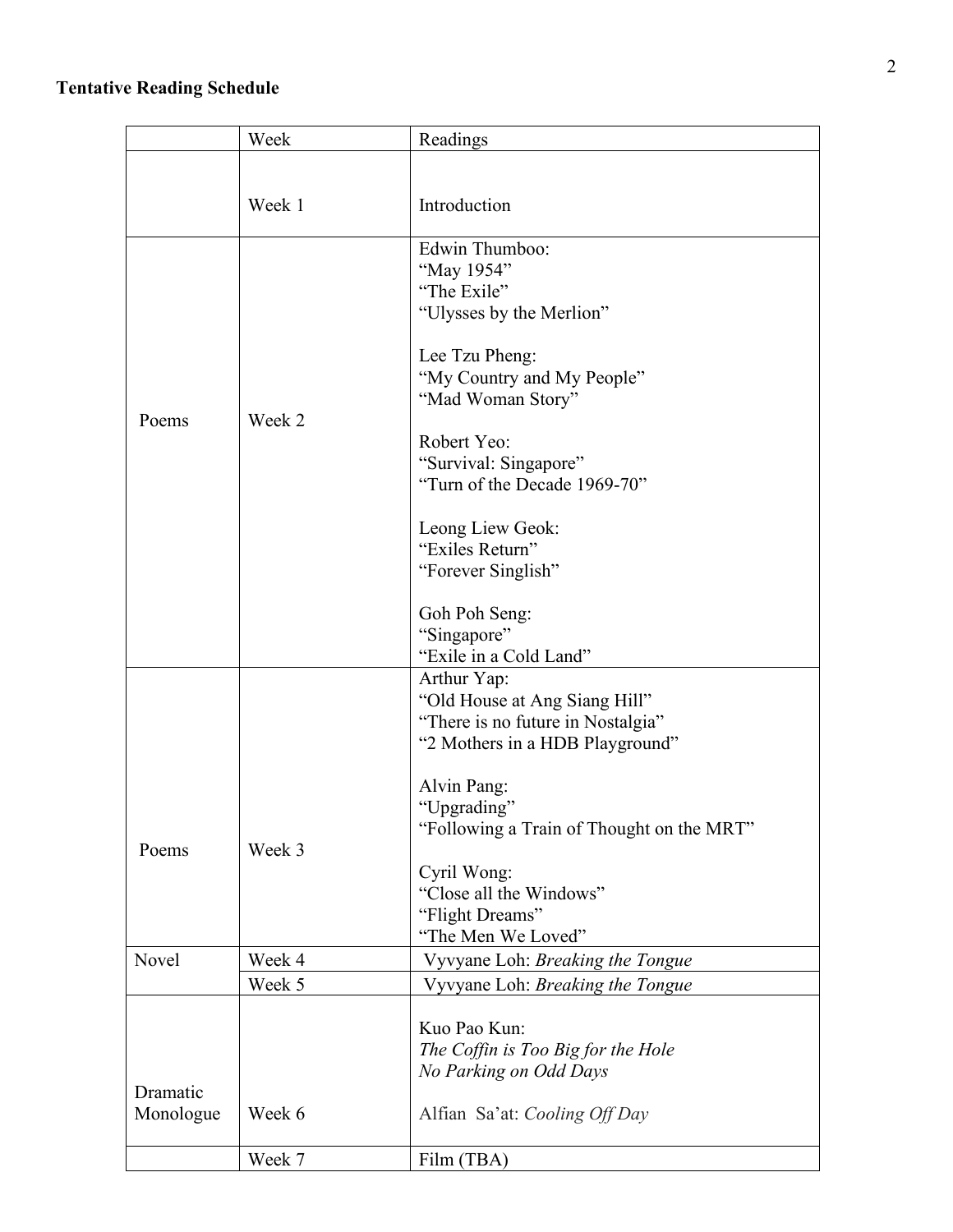**Tentative Reading Schedule**

| | Week | Readings |
|---|---|---|
| | Week 1 | Introduction |
| Poems | Week 2 | Edwin Thumboo:<br>"May 1954"<br>"The Exile"<br>"Ulysses by the Merlion"<br><br>Lee Tzu Pheng:<br>"My Country and My People"<br>"Mad Woman Story"<br><br>Robert Yeo:<br>"Survival: Singapore"<br>"Turn of the Decade 1969-70"<br><br>Leong Liew Geok:<br>"Exiles Return"<br>"Forever Singlish"<br><br>Goh Poh Seng:<br>"Singapore"<br>"Exile in a Cold Land" |
| Poems | Week 3 | Arthur Yap:<br>"Old House at Ang Siang Hill"<br>"There is no future in Nostalgia"<br>"2 Mothers in a HDB Playground"<br><br>Alvin Pang:<br>"Upgrading"<br>"Following a Train of Thought on the MRT"<br><br>Cyril Wong:<br>"Close all the Windows"<br>"Flight Dreams"<br>"The Men We Loved" |
| Novel | Week 4 | Vyvyane Loh: *Breaking the Tongue* |
| | Week 5 | Vyvyane Loh: *Breaking the Tongue* |
| Dramatic Monologue | Week 6 | Kuo Pao Kun:<br>*The Coffin is Too Big for the Hole*<br>*No Parking on Odd Days*<br><br>Alfian Sa'at: *Cooling Off Day* |
| | Week 7 | Film (TBA) |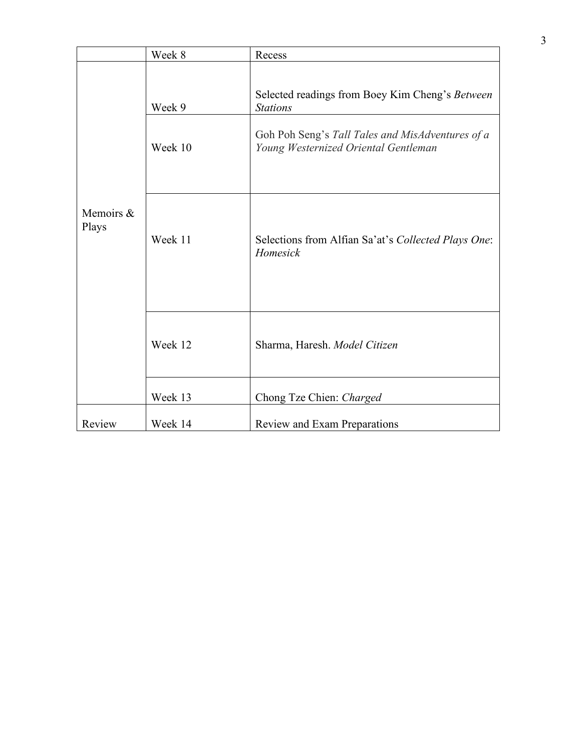| | | |
|---|---|---|
| | Week 8 | Recess |
| Memoirs & Plays | Week 9 | Selected readings from Boey Kim Cheng's *Between Stations* |
| | Week 10 | Goh Poh Seng's *Tall Tales and MisAdventures of a Young Westernized Oriental Gentleman* |
| | Week 11 | Selections from Alfian Sa'at's *Collected Plays One*: *Homesick* |
| | Week 12 | Sharma, Haresh. *Model Citizen* |
| | Week 13 | Chong Tze Chien: *Charged* |
| Review | Week 14 | Review and Exam Preparations |